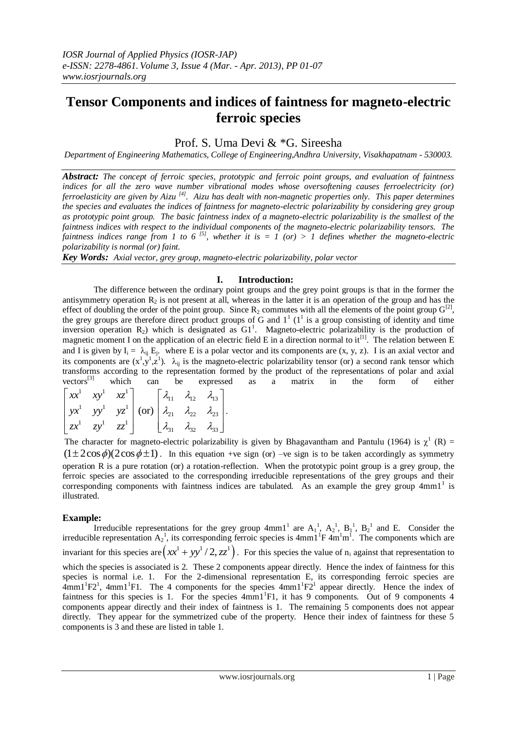# Tensor Components and indices of faintness for magneto-electric ferroic species

Prof. S. Uma Devi & *G. Sireesha

*Department of Engineering Mathematics, College of Engineering,Andhra University, Visakhapatnam - 530003.*

***Abstract:*** *The concept of ferroic species, prototypic and ferroic point groups, and evaluation of faintness indices for all the zero wave number vibrational modes whose oversoftening causes ferroelectricity (or) ferroelasticity are given by Aizu [4]. Aizu has dealt with non-magnetic properties only. This paper determines the species and evaluates the indices of faintness for magneto-electric polarizability by considering grey group as prototypic point group. The basic faintness index of a magneto-electric polarizability is the smallest of the faintness indices with respect to the individual components of the magneto-electric polarizability tensors. The faintness indices range from 1 to 6 [5], whether it is = 1 (or) > 1 defines whether the magneto-electric polarizability is normal (or) faint.*

***Key Words:*** *Axial vector, grey group, magneto-electric polarizability, polar vector*

## I. Introduction:

The difference between the ordinary point groups and the grey point groups is that in the former the antisymmetry operation $R_2$ is not present at all, whereas in the latter it is an operation of the group and has the effect of doubling the order of the point group. Since $R_2$ commutes with all the elements of the point group G[2], the grey groups are therefore direct product groups of G and $1^1$ ($1^1$ is a group consisting of identity and time inversion operation $R_2$) which is designated as $G1^1$. Magneto-electric polarizability is the production of magnetic moment I on the application of an electric field E in a direction normal to it[1]. The relation between E and I is given by $I_i = \lambda_{ij} E_j$. where E is a polar vector and its components are (x, y, z). I is an axial vector and its components are $(x^1, y^1, z^1)$. $\lambda_{ij}$ is the magneto-electric polarizability tensor (or) a second rank tensor which transforms according to the representation formed by the product of the representations of polar and axial vectors[3] which can be expressed as a matrix in the form of either $\begin{bmatrix} xx^1 & xy^1 & xz^1 \\ yx^1 & yy^1 & yz^1 \\ zx^1 & zy^1 & zz^1 \end{bmatrix}$ (or) $\begin{bmatrix} \lambda_{11} & \lambda_{12} & \lambda_{13} \\ \lambda_{21} & \lambda_{22} & \lambda_{23} \\ \lambda_{31} & \lambda_{32} & \lambda_{33} \end{bmatrix}$.

The character for magneto-electric polarizability is given by Bhagavantham and Pantulu (1964) is $\chi^1(R) = (1 \pm 2\cos\phi)(2\cos\phi \pm 1)$. In this equation +ve sign (or) –ve sign is to be taken accordingly as symmetry operation R is a pure rotation (or) a rotation-reflection. When the prototypic point group is a grey group, the ferroic species are associated to the corresponding irreducible representations of the grey groups and their corresponding components with faintness indices are tabulated. As an example the grey group $4mm1^1$ is illustrated.

### Example:

Irreducible representations for the grey group $4mm1^1$ are $A_1^1$, $A_2^1$, $B_1^1$, $B_2^1$ and E. Consider the irreducible representation $A_2^1$, its corresponding ferroic species is $4mm1^1F\,4m^1m^1$. The components which are invariant for this species are $\left(xx^1 + yy^1/2, zz^1\right)$. For this species the value of $n_i$ against that representation to which the species is associated is 2. These 2 components appear directly. Hence the index of faintness for this species is normal i.e. 1. For the 2-dimensional representation E, its corresponding ferroic species are $4mm1^1F2^1$, $4mm1^1F1$. The 4 components for the species $4mm1^1F2^1$ appear directly. Hence the index of faintness for this species is 1. For the species $4mm1^1F1$, it has 9 components. Out of 9 components 4 components appear directly and their index of faintness is 1. The remaining 5 components does not appear directly. They appear for the symmetrized cube of the property. Hence their index of faintness for these 5 components is 3 and these are listed in table 1.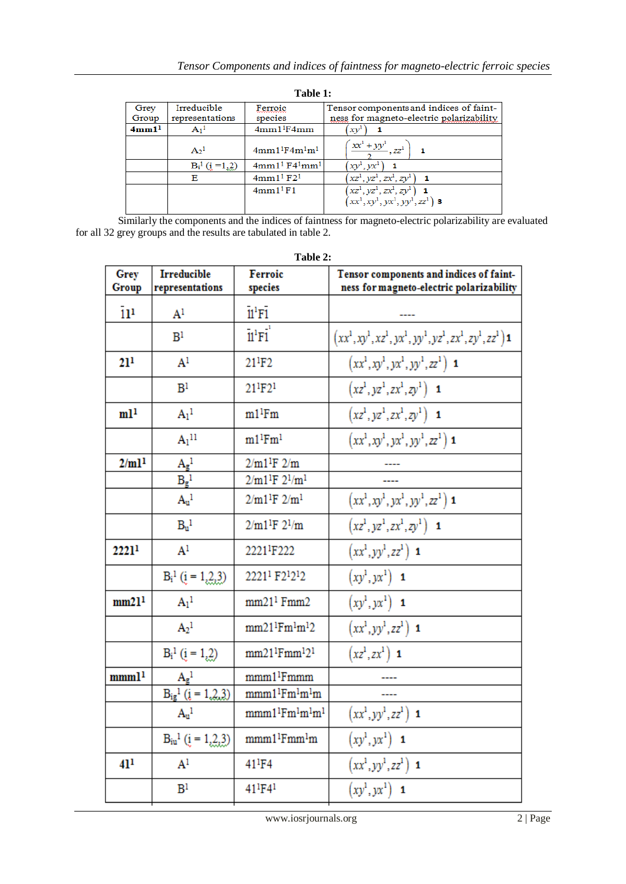**Table 1:**

| Grey Group | Irreducible representations | Ferroic species | Tensor components and indices of faintness for magneto-electric polarizability |
|---|---|---|---|
| **4mm1[1]** | $A_1^1$ | 4mm1[1]F4mm | $(xy^1)$ 1 |
| | $A_2^1$ | 4mm1[1]F4m[1]m[1] | $\left(\frac{xx^1+yy^1}{2}, zz^1\right)$ 1 |
| | $B_i^1$ (i =1,2) | 4mm1[1] F4[1]mm[1] | $(xy^1, yx^1)$ 1 |
| | E | 4mm1[1] F2[1] | $(xz^1, yz^1, zx^1, zy^1)$ 1 |
| | | 4mm1[1] F1 | $(xz^1, yz^1, zx^1, zy^1)$ 1 $(xx^1, xy^1, yx^1, yy^1, zz^1)$ 3 |

Similarly the components and the indices of faintness for magneto-electric polarizability are evaluated for all 32 grey groups and the results are tabulated in table 2.

**Table 2:**

| Grey Group | Irreducible representations | Ferroic species | Tensor components and indices of faintness for magneto-electric polarizability |
|---|---|---|---|
| $\bar{1}1^1$ | $A^1$ | $\bar{1}1^1F\bar{1}$ | ---- |
| | $B^1$ | $\bar{1}1^1F\bar{1}^1$ | $(xx^1, xy^1, xz^1, yx^1, yy^1, yz^1, zx^1, zy^1, zz^1)$ 1 |
| **21[1]** | $A^1$ | 21[1]F2 | $(xx^1, xy^1, yx^1, yy^1, zz^1)$ 1 |
| | $B^1$ | 21[1]F2[1] | $(xz^1, yz^1, zx^1, zy^1)$ 1 |
| **m1[1]** | $A_1^1$ | m1[1]Fm | $(xz^1, yz^1, zx^1, zy^1)$ 1 |
| | $A_1^{11}$ | m1[1]Fm[1] | $(xx^1, xy^1, yx^1, yy^1, zz^1)$ 1 |
| **2/m1[1]** | $A_g^1$ | 2/m1[1]F 2/m | ---- |
| | $B_g^1$ | 2/m1[1]F 2[1]/m[1] | ---- |
| | $A_u^1$ | 2/m1[1]F 2/m[1] | $(xx^1, xy^1, yx^1, yy^1, zz^1)$ 1 |
| | $B_u^1$ | 2/m1[1]F 2[1]/m | $(xz^1, yz^1, zx^1, zy^1)$ 1 |
| **2221[1]** | $A^1$ | 2221[1]F222 | $(xx^1, yy^1, zz^1)$ 1 |
| | $B_i^1$ (i = 1,2,3) | 2221[1] F2[1]2[1]2 | $(xy^1, yx^1)$ 1 |
| **mm21[1]** | $A_1^1$ | mm21[1] Fmm2 | $(xy^1, yx^1)$ 1 |
| | $A_2^1$ | mm21[1]Fm[1]m[1]2 | $(xx^1, yy^1, zz^1)$ 1 |
| | $B_i^1$ (i = 1,2) | mm21[1]Fmm[1]2[1] | $(xz^1, zx^1)$ 1 |
| **mmm1[1]** | $A_g^1$ | mmm1[1]Fmmm | ---- |
| | $B_{ig}^1$ (i = 1,2,3) | mmm1[1]Fm[1]m[1]m | ---- |
| | $A_u^1$ | mmm1[1]Fm[1]m[1]m[1] | $(xx^1, yy^1, zz^1)$ 1 |
| | $B_{iu}^1$ (i = 1,2,3) | mmm1[1]Fmm[1]m | $(xy^1, yx^1)$ 1 |
| **41[1]** | $A^1$ | 41[1]F4 | $(xx^1, yy^1, zz^1)$ 1 |
| | $B^1$ | 41[1]F4[1] | $(xy^1, yx^1)$ 1 |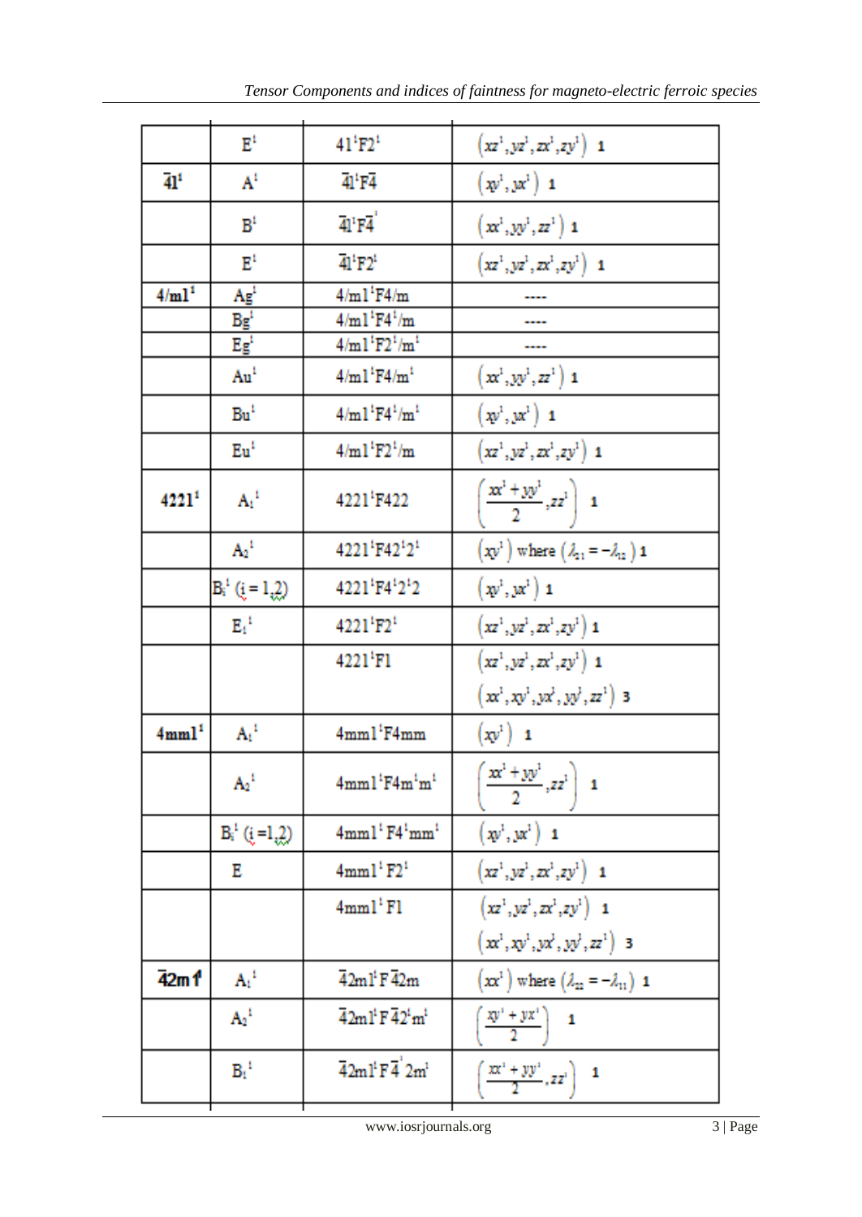|  |  |  |  |
|---|---|---|---|
|  | $E^1$ | $41^1F2^1$ | $\left(xz^1, yz^1, zx^1, zy^1\right)$ 1 |
| $\bar{4}1^1$ | $A^1$ | $\bar{4}1^1F\bar{4}$ | $\left(xy^1, yx^1\right)$ 1 |
|  | $B^1$ | $\bar{4}1^1F\bar{4}^1$ | $\left(xx^1, yy^1, zz^1\right)$ 1 |
|  | $E^1$ | $\bar{4}1^1F2^1$ | $\left(xz^1, yz^1, zx^1, zy^1\right)$ 1 |
| $4/m1^1$ | $Ag^1$ | $4/m1^1F4/m$ | ---- |
|  | $Bg^1$ | $4/m1^1F4^1/m$ | ---- |
|  | $Eg^1$ | $4/m1^1F2^1/m^1$ | ---- |
|  | $Au^1$ | $4/m1^1F4/m^1$ | $\left(xx^1, yy^1, zz^1\right)$ 1 |
|  | $Bu^1$ | $4/m1^1F4^1/m^1$ | $\left(xy^1, yx^1\right)$ 1 |
|  | $Eu^1$ | $4/m1^1F2^1/m$ | $\left(xz^1, yz^1, zx^1, zy^1\right)$ 1 |
| $4221^1$ | $A_1^1$ | $4221^1F422$ | $\left(\frac{xx^1 + yy^1}{2}, zz^1\right)$ 1 |
|  | $A_2^1$ | $4221^1F42^12^1$ | $\left(xy^1\right)$ where $\left(\lambda_{21} = -\lambda_{12}\right)$ 1 |
|  | $B_i^1$ $(i = 1,2)$ | $4221^1F4^12^12$ | $\left(xy^1, yx^1\right)$ 1 |
|  | $E_1^1$ | $4221^1F2^1$ | $\left(xz^1, yz^1, zx^1, zy^1\right)$ 1 |
|  |  | $4221^1F1$ | $\left(xz^1, yz^1, zx^1, zy^1\right)$ 1 <br> $\left(xx^1, xy^1, yx^1, yy^1, zz^1\right)$ 3 |
| $4mm1^1$ | $A_1^1$ | $4mm1^1F4mm$ | $\left(xy^1\right)$ 1 |
|  | $A_2^1$ | $4mm1^1F4m^1m^1$ | $\left(\frac{xx^1 + yy^1}{2}, zz^1\right)$ 1 |
|  | $B_i^1$ $(i = 1,2)$ | $4mm1^1F4^1mm^1$ | $\left(xy^1, yx^1\right)$ 1 |
|  | $E$ | $4mm1^1F2^1$ | $\left(xz^1, yz^1, zx^1, zy^1\right)$ 1 |
|  |  | $4mm1^1F1$ | $\left(xz^1, yz^1, zx^1, zy^1\right)$ 1 <br> $\left(xx^1, xy^1, yx^1, yy^1, zz^1\right)$ 3 |
| $\bar{4}2m1^1$ | $A_1^1$ | $\bar{4}2m1^1F\bar{4}2m$ | $\left(xx^1\right)$ where $\left(\lambda_{22} = -\lambda_{11}\right)$ 1 |
|  | $A_2^1$ | $\bar{4}2m1^1F\bar{4}2^1m^1$ | $\left(\frac{xy^1 + yx^1}{2}\right)$ 1 |
|  | $B_1^1$ | $\bar{4}2m1^1F\bar{4}^12m^1$ | $\left(\frac{xx^1 + yy^1}{2}, zz^1\right)$ 1 |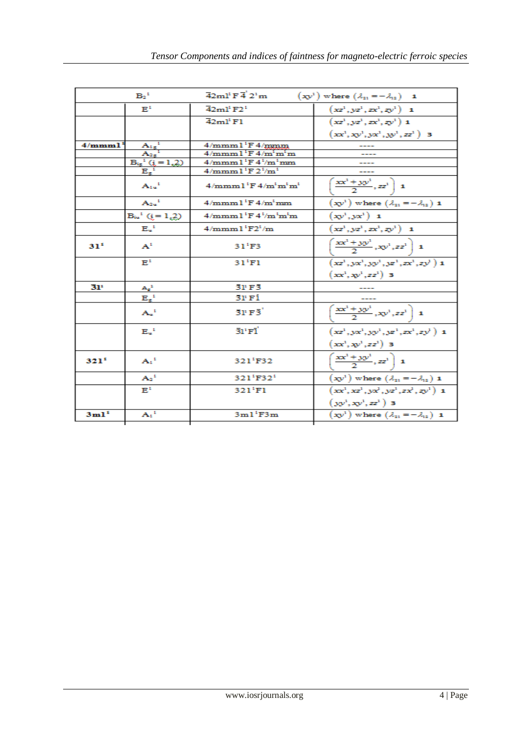| | | | |
|---|---|---|---|
| | $B_2^1$ | $\bar{4}2m1^1F\bar{4}'2'm$ | $(xy^1)$ where $(\lambda_{21} = -\lambda_{12})$ 1 |
| | $E^1$ | $\bar{4}2m1^1F2^1$ | $(xz^1, yz^1, zx^1, zy^1)$ 1 |
| | | $\bar{4}2m1^1F1$ | $(xz^1, yz^1, zx^1, zy^1)$ 1<br>$(xx^1, xy^1, yx^1, yy^1, zz^1)$ 3 |
| $4/mmm1^1$ | $A_{1g}^1$ | $4/mmm1^1F4/mmm$ | ---- |
| | $A_{2g}^1$ | $4/mmm1^1F4/m'm'm$ | ---- |
| | $B_{ig}^1$ $(i = 1,2)$ | $4/mmm1^1F4^1/m^1mm$ | ---- |
| | $E_g^1$ | $4/mmm1^1F2^1/m^1$ | ---- |
| | $A_{1u}^1$ | $4/mmm1^1F4/m^1m^1m^1$ | $\left(\frac{xx^1+yy^1}{2}, zz^1\right)$ 1 |
| | $A_{2u}^1$ | $4/mmm1^1F4/m^1mm$ | $(xy^1)$ where $(\lambda_{21} = -\lambda_{12})$ 1 |
| | $B_{iu}^1$ $(i = 1,2)$ | $4/mmm1^1F4^1/m^1m^1m$ | $(xy^1, yx^1)$ 1 |
| | $E_u^1$ | $4/mmm1^1F2^1/m$ | $(xz^1, yz^1, zx^1, zy^1)$ 1 |
| $31^1$ | $A^1$ | $31^1F3$ | $\left(\frac{xx^1+yy^1}{2}, xy^1, zz^1\right)$ 1 |
| | $E^1$ | $31^1F1$ | $(xz^1, yx^1, yy^1, yz^1, zx^1, zy^1)$ 1<br>$(xx^1, xy^1, zz^1)$ 3 |
| $\bar{3}1^1$ | $A_g^1$ | $\bar{3}1^1F\bar{3}$ | ---- |
| | $E_g^1$ | $\bar{3}1^1F\bar{1}$ | ---- |
| | $A_u^1$ | $\bar{3}1^1F\bar{3}'$ | $\left(\frac{xx^1+yy^1}{2}, xy^1, zz^1\right)$ 1 |
| | $E_u^1$ | $\bar{3}1^1F\bar{1}'$ | $(xz^1, yx^1, yy^1, yz^1, zx^1, zy^1)$ 1<br>$(xx^1, xy^1, zz^1)$ 3 |
| $321^1$ | $A_1^1$ | $321^1F32$ | $\left(\frac{xx^1+yy^1}{2}, zz^1\right)$ 1 |
| | $A_2^1$ | $321^1F32^1$ | $(xy^1)$ where $(\lambda_{21} = -\lambda_{12})$ 1 |
| | $E^1$ | $321^1F1$ | $(xx^1, xz^1, yx^1, yz^1, zx^1, zy^1)$ 1<br>$(yy^1, xy^1, zz^1)$ 3 |
| $3m1^1$ | $A_1^1$ | $3m1^1F3m$ | $(xy^1)$ where $(\lambda_{21} = -\lambda_{12})$ 1 |
| | | | |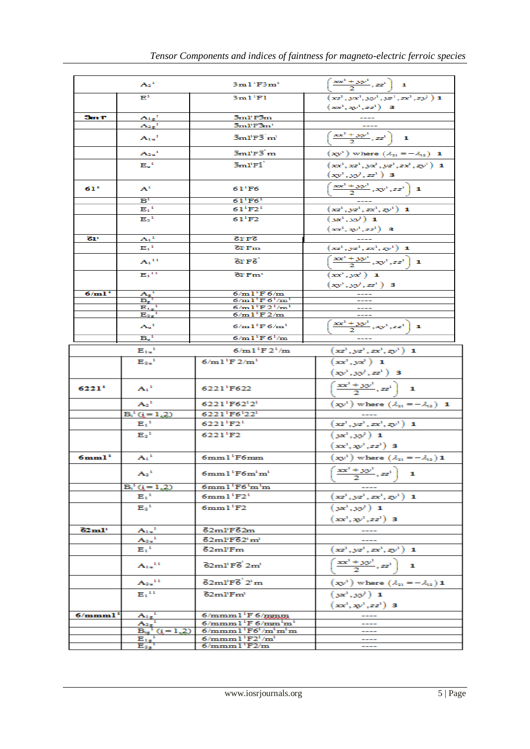|  |  |  |  |
|---|---|---|---|
|  | $A_2^1$ | $3m1^1F3m^1$ | $\left(\frac{xx^1+yy^1}{2}, zz^1\right)$ 1 |
|  | $E^1$ | $3m1^1F1$ | $(xz^1, yx^1, yy^1, yz^1, zx^1, zy^1)$ 1 <br> $(xx^1, xy^1, zz^1)$ 3 |
| $\bar{3}m1^1$ | $A_{1g}^1$ | $\bar{3}m1^1F\bar{3}m$ | ---- |
|  | $A_{2g}^1$ | $\bar{3}m1^1F\bar{3}m^1$ | ---- |
|  | $A_{1u}^1$ | $\bar{3}m1^1F3^{'}m^1$ | $\left(\frac{xx^1+yy^1}{2}, zz^1\right)$ 1 |
|  | $A_{2u}^1$ | $\bar{3}m1^1F\bar{3}^{'}m$ | $(xy^1)$ where $(\lambda_{21}=-\lambda_{12})$ 1 |
|  | $E_u^1$ | $\bar{3}m1^1F\bar{1}^{'}$ | $(xx^1, xz^1, yx^1, yz^1, zx^1, zy^1)$ 1 <br> $(xy^1, yy^1, zz^1)$ 3 |
| $61^1$ | $A^1$ | $61^1F6$ | $\left(\frac{xx^1+yy^1}{2}, xy^1, zz^1\right)$ 1 |
|  | $B^1$ | $61^1F6^1$ | ---- |
|  | $E_1^1$ | $61^1F2^1$ | $(xz^1, yz^1, zx^1, zy^1)$ 1 |
|  | $E_2^1$ | $61^1F2$ | $(yx^1, yy^1)$ 1 <br> $(xx^1, xy^1, zz^1)$ 3 |
| $\bar{6}1^1$ | $A_1^1$ | $\bar{6}1^1F\bar{6}$ | ---- |
|  | $E_1^1$ | $\bar{6}1^1Fm$ | $(xz^1, yz^1, zx^1, zy^1)$ 1 |
|  | $A_1^{11}$ | $\bar{6}1^1F\bar{6}^{'}$ | $\left(\frac{xx^1+yy^1}{2}, xy^1, zz^1\right)$ 1 |
|  | $E_1^{11}$ | $\bar{6}1^1Fm^1$ | $(xx^1, yx^1)$ 1 <br> $(xy^1, yy^1, zz^1)$ 3 |
| $6/m1^1$ | $A_g^1$ | $6/m1^1F6/m$ | ---- |
|  | $B_g^1$ | $6/m1^1F6^1/m^1$ | ---- |
|  | $E_{1g}^1$ | $6/m1^1F2^1/m^1$ | ---- |
|  | $E_{2g}^1$ | $6/m1^1F2/m$ | ---- |
|  | $A_u^1$ | $6/m1^1F6/m^1$ | $\left(\frac{xx^1+yy^1}{2}, xy^1, zz^1\right)$ 1 |
|  | $B_u^1$ | $6/m1^1F6^1/m$ | ---- |
|  | $E_{1u}^1$ | $6/m1^1F2^1/m$ | $(xz^1, yz^1, zx^1, zy^1)$ 1 |
|  | $E_{2u}^1$ | $6/m1^1F2/m^1$ | $(xx^1, yx^1)$ 1 <br> $(xy^1, yy^1, zz^1)$ 3 |
| $6221^1$ | $A_1^1$ | $6221^1F622$ | $\left(\frac{xx^1+yy^1}{2}, zz^1\right)$ 1 |
|  | $A_2^1$ | $6221^1F62^12^1$ | $(xy^1)$ where $(\lambda_{21}=-\lambda_{12})$ 1 |
|  | $B_i^1$ $(i=1,2)$ | $6221^1F6^122^1$ | ---- |
|  | $E_1^1$ | $6221^1F2^1$ | $(xz^1, yz^1, zx^1, zy^1)$ 1 |
|  | $E_2^1$ | $6221^1F2$ | $(yx^1, yy^1)$ 1 <br> $(xx^1, xy^1, zz^1)$ 3 |
| $6mm1^1$ | $A_1^1$ | $6mm1^1F6mm$ | $(xy^1)$ where $(\lambda_{21}=-\lambda_{12})$ 1 |
|  | $A_2^1$ | $6mm1^1F6m^1m^1$ | $\left(\frac{xx^1+yy^1}{2}, zz^1\right)$ 1 |
|  | $B_i^1$ $(i=1,2)$ | $6mm1^1F6^1m^1m$ | ---- |
|  | $E_1^1$ | $6mm1^1F2^1$ | $(xz^1, yz^1, zx^1, zy^1)$ 1 |
|  | $E_2^1$ | $6mm1^1F2$ | $(yx^1, yy^1)$ 1 <br> $(xx^1, xy^1, zz^1)$ 3 |
| $\bar{6}2m1^1$ | $A_{1u}^1$ | $\bar{6}2m1^1F\bar{6}2m$ | ---- |
|  | $A_{2u}^1$ | $\bar{6}2m1^1F\bar{6}2^1m^1$ | ---- |
|  | $E_1^1$ | $\bar{6}2m1^1Fm$ | $(xz^1, yz^1, zx^1, zy^1)$ 1 |
|  | $A_{1u}^{11}$ | $\bar{6}2m1^1F\bar{6}^{'}2m^1$ | $\left(\frac{xx^1+yy^1}{2}, zz^1\right)$ 1 |
|  | $A_{2u}^{11}$ | $\bar{6}2m1^1F\bar{6}^{'}2^1m$ | $(xy^1)$ where $(\lambda_{21}=-\lambda_{12})$ 1 |
|  | $E_1^{11}$ | $\bar{6}2m1^1Fm^1$ | $(yx^1, yy^1)$ 1 <br> $(xx^1, xy^1, zz^1)$ 3 |
| $6/mmm1^1$ | $A_{1g}^1$ | $6/mmm1^1F6/mmm$ | ---- |
|  | $A_{2g}^1$ | $6/mmm1^1F6/mm^1m^1$ | ---- |
|  | $B_{ig}^1$ $(i=1,2)$ | $6/mmm1^1F6^1/m^1m^1m$ | ---- |
|  | $E_{1g}^1$ | $6/mmm1^1F2^1/m^1$ | ---- |
|  | $E_{2g}^1$ | $6/mmm1^1F2/m$ | ---- |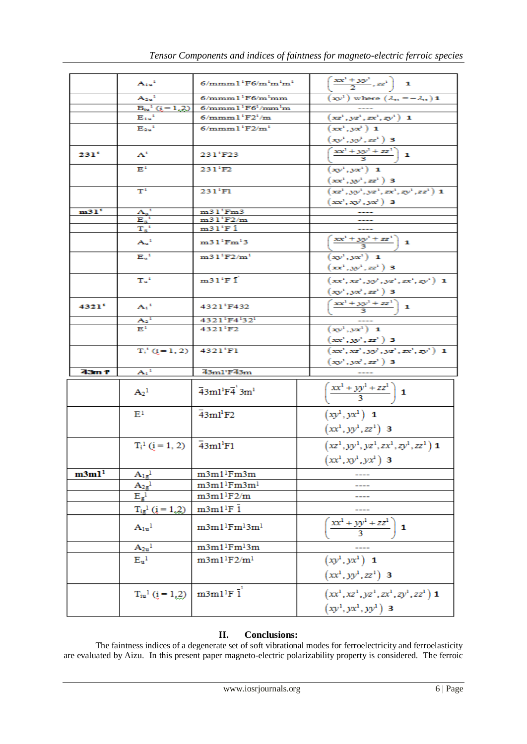| | | | |
|---|---|---|---|
| | $A_{1u}^1$ | $6/mmm1^1F6/m^1m^1m^1$ | $\left(\frac{xx^1+yy^1}{2}, zz^1\right)$ 1 |
| | $A_{2u}^1$ | $6/mmm1^1F6/m^1mm$ | $(xy^1)$ where $(\lambda_{21} = -\lambda_{12})$ 1 |
| | $B_{iu}^1$ $(i = 1, 2)$ | $6/mmm1^1F6^1/mm^1m$ | ---- |
| | $E_{1u}^1$ | $6/mmm1^1F2^1/m$ | $(xz^1, yz^1, zx^1, zy^1)$ 1 |
| | $E_{2u}^1$ | $6/mmm1^1F2/m^1$ | $(xx^1, yx^1)$ 1<br>$(xy^1, yy^1, zz^1)$ 3 |
| $231^1$ | $A^1$ | $231^1F23$ | $\left(\frac{xx^1+yy^1+zz^1}{3}\right)$ 1 |
| | $E^1$ | $231^1F2$ | $(xy^1, yx^1)$ 1<br>$(xx^1, yy^1, zz^1)$ 3 |
| | $T^1$ | $231^1F1$ | $(xz^1, yy^1, yz^1, zx^1, zy^1, zz^1)$ 1<br>$(xx^1, xy^1, yx^1)$ 3 |
| $m31^1$ | $A_g^1$ | $m31^1Fm3$ | ---- |
| | $E_g^1$ | $m31^1F2/m$ | ---- |
| | $T_g^1$ | $m31^1F\bar{1}$ | ---- |
| | $A_u^1$ | $m31^1Fm^13$ | $\left(\frac{xx^1+yy^1+zz^1}{3}\right)$ 1 |
| | $E_u^1$ | $m31^1F2/m^1$ | $(xy^1, yx^1)$ 1<br>$(xx^1, yy^1, zz^1)$ 3 |
| | $T_u^1$ | $m31^1F\bar{1}^1$ | $(xx^1, xz^1, yy^1, yz^1, zx^1, zy^1)$ 1<br>$(xy^1, yx^1, zz^1)$ 3 |
| $4321^1$ | $A_1^1$ | $4321^1F432$ | $\left(\frac{xx^1+yy^1+zz^1}{3}\right)$ 1 |
| | $A_2^1$ | $4321^1F4^132^1$ | ---- |
| | $E^1$ | $4321^1F2$ | $(xy^1, yx^1)$ 1<br>$(xx^1, yy^1, zz^1)$ 3 |
| | $T_i^1$ $(i = 1, 2)$ | $4321^1F1$ | $(xx^1, xz^1, yy^1, yz^1, zx^1, zy^1)$ 1<br>$(xy^1, yx^1, zz^1)$ 3 |
| $\bar{4}3m1^1$ | $A_1^1$ | $\bar{4}3m1^1F\bar{4}3m$ | ---- |
| | $A_2^1$ | $\bar{4}3m1^1F\bar{4}^13m^1$ | $\left(\frac{xx^1+yy^1+zz^1}{3}\right)$ 1 |
| | $E^1$ | $\bar{4}3m1^1F2$ | $(xy^1, yx^1)$ 1<br>$(xx^1, yy^1, zz^1)$ 3 |
| | $T_i^1$ $(i = 1, 2)$ | $\bar{4}3m1^1F1$ | $(xz^1, yy^1, yz^1, zx^1, zy^1, zz^1)$ 1<br>$(xx^1, xy^1, yx^1)$ 3 |
| $m3m1^1$ | $A_{1g}^1$ | $m3m1^1Fm3m$ | ---- |
| | $A_{2g}^1$ | $m3m1^1Fm3m^1$ | ---- |
| | $E_g^1$ | $m3m1^1F2/m$ | ---- |
| | $T_{ig}^1$ $(i = 1, 2)$ | $m3m1^1F\bar{1}$ | ---- |
| | $A_{1u}^1$ | $m3m1^1Fm^13m^1$ | $\left(\frac{xx^1+yy^1+zz^1}{3}\right)$ 1 |
| | $A_{2u}^1$ | $m3m1^1Fm^13m$ | ---- |
| | $E_u^1$ | $m3m1^1F2/m^1$ | $(xy^1, yx^1)$ 1<br>$(xx^1, yy^1, zz^1)$ 3 |
| | $T_{iu}^1$ $(i = 1, 2)$ | $m3m1^1F\bar{1}^1$ | $(xx^1, xz^1, yz^1, zx^1, zy^1, zz^1)$ 1<br>$(xy^1, yx^1, yy^1)$ 3 |

## II. Conclusions:

The faintness indices of a degenerate set of soft vibrational modes for ferroelectricity and ferroelasticity are evaluated by Aizu. In this present paper magneto-electric polarizability property is considered. The ferroic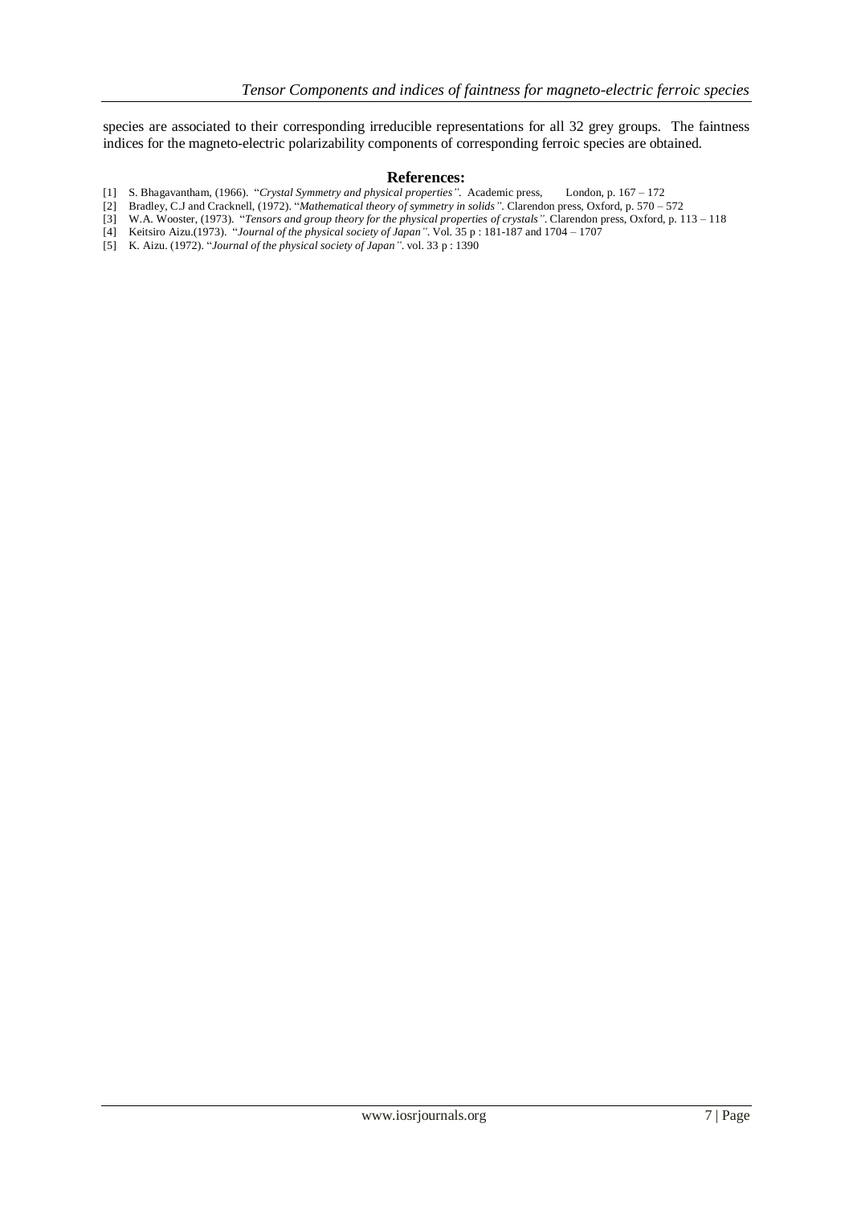species are associated to their corresponding irreducible representations for all 32 grey groups. The faintness indices for the magneto-electric polarizability components of corresponding ferroic species are obtained.

## References:

[1] S. Bhagavantham, (1966). "*Crystal Symmetry and physical properties"*. Academic press, London, p. 167 – 172

[2] Bradley, C.J and Cracknell, (1972). "*Mathematical theory of symmetry in solids"*. Clarendon press, Oxford, p. 570 – 572

[3] W.A. Wooster, (1973). "*Tensors and group theory for the physical properties of crystals"*. Clarendon press, Oxford, p. 113 – 118

[4] Keitsiro Aizu.(1973). "*Journal of the physical society of Japan"*. Vol. 35 p : 181-187 and 1704 – 1707

[5] K. Aizu. (1972). "*Journal of the physical society of Japan"*. vol. 33 p : 1390